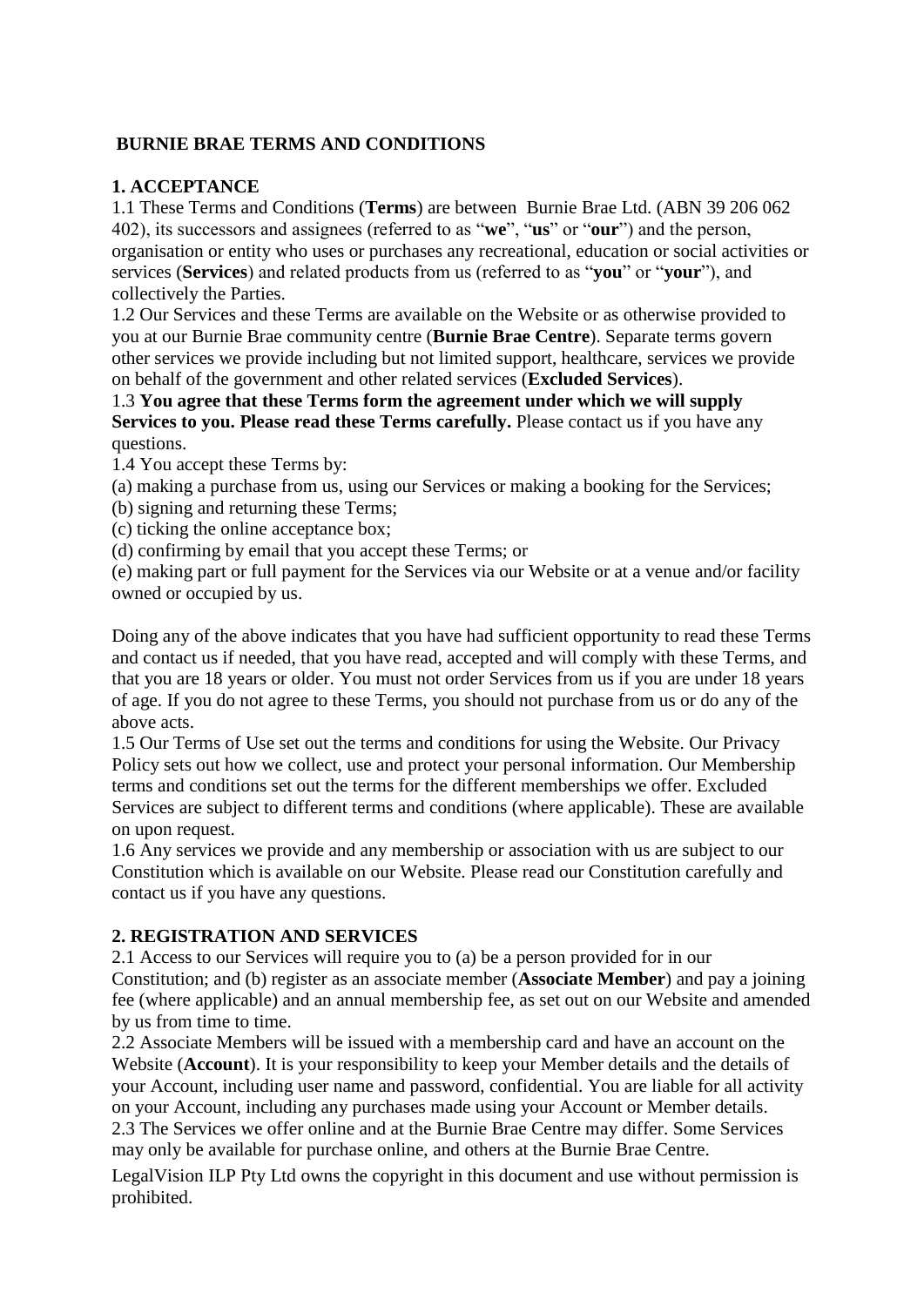**BURNIE BRAE TERMS AND CONDITIONS**

**1. ACCEPTANCE**

1.1 These Terms and Conditions (**Terms**) are between Burnie Brae Ltd. (ABN 39 206 062 402), its successors and assignees (referred to as "**we**", "**us**" or "**our**") and the person, organisation or entity who uses or purchases any recreational, education or social activities or services (**Services**) and related products from us (referred to as "**you**" or "**your**"), and collectively the Parties.

1.2 Our Services and these Terms are available on the Website or as otherwise provided to you at our Burnie Brae community centre (**Burnie Brae Centre**). Separate terms govern other services we provide including but not limited support, healthcare, services we provide on behalf of the government and other related services (**Excluded Services**).

1.3 **You agree that these Terms form the agreement under which we will supply Services to you. Please read these Terms carefully.** Please contact us if you have any questions.

1.4 You accept these Terms by:

(a) making a purchase from us, using our Services or making a booking for the Services;
(b) signing and returning these Terms;
(c) ticking the online acceptance box;
(d) confirming by email that you accept these Terms; or
(e) making part or full payment for the Services via our Website or at a venue and/or facility owned or occupied by us.

Doing any of the above indicates that you have had sufficient opportunity to read these Terms and contact us if needed, that you have read, accepted and will comply with these Terms, and that you are 18 years or older. You must not order Services from us if you are under 18 years of age. If you do not agree to these Terms, you should not purchase from us or do any of the above acts.

1.5 Our Terms of Use set out the terms and conditions for using the Website. Our Privacy Policy sets out how we collect, use and protect your personal information. Our Membership terms and conditions set out the terms for the different memberships we offer. Excluded Services are subject to different terms and conditions (where applicable). These are available on upon request.

1.6 Any services we provide and any membership or association with us are subject to our Constitution which is available on our Website. Please read our Constitution carefully and contact us if you have any questions.

**2. REGISTRATION AND SERVICES**

2.1 Access to our Services will require you to (a) be a person provided for in our Constitution; and (b) register as an associate member (**Associate Member**) and pay a joining fee (where applicable) and an annual membership fee, as set out on our Website and amended by us from time to time.

2.2 Associate Members will be issued with a membership card and have an account on the Website (**Account**). It is your responsibility to keep your Member details and the details of your Account, including user name and password, confidential. You are liable for all activity on your Account, including any purchases made using your Account or Member details.

2.3 The Services we offer online and at the Burnie Brae Centre may differ. Some Services may only be available for purchase online, and others at the Burnie Brae Centre.

LegalVision ILP Pty Ltd owns the copyright in this document and use without permission is prohibited.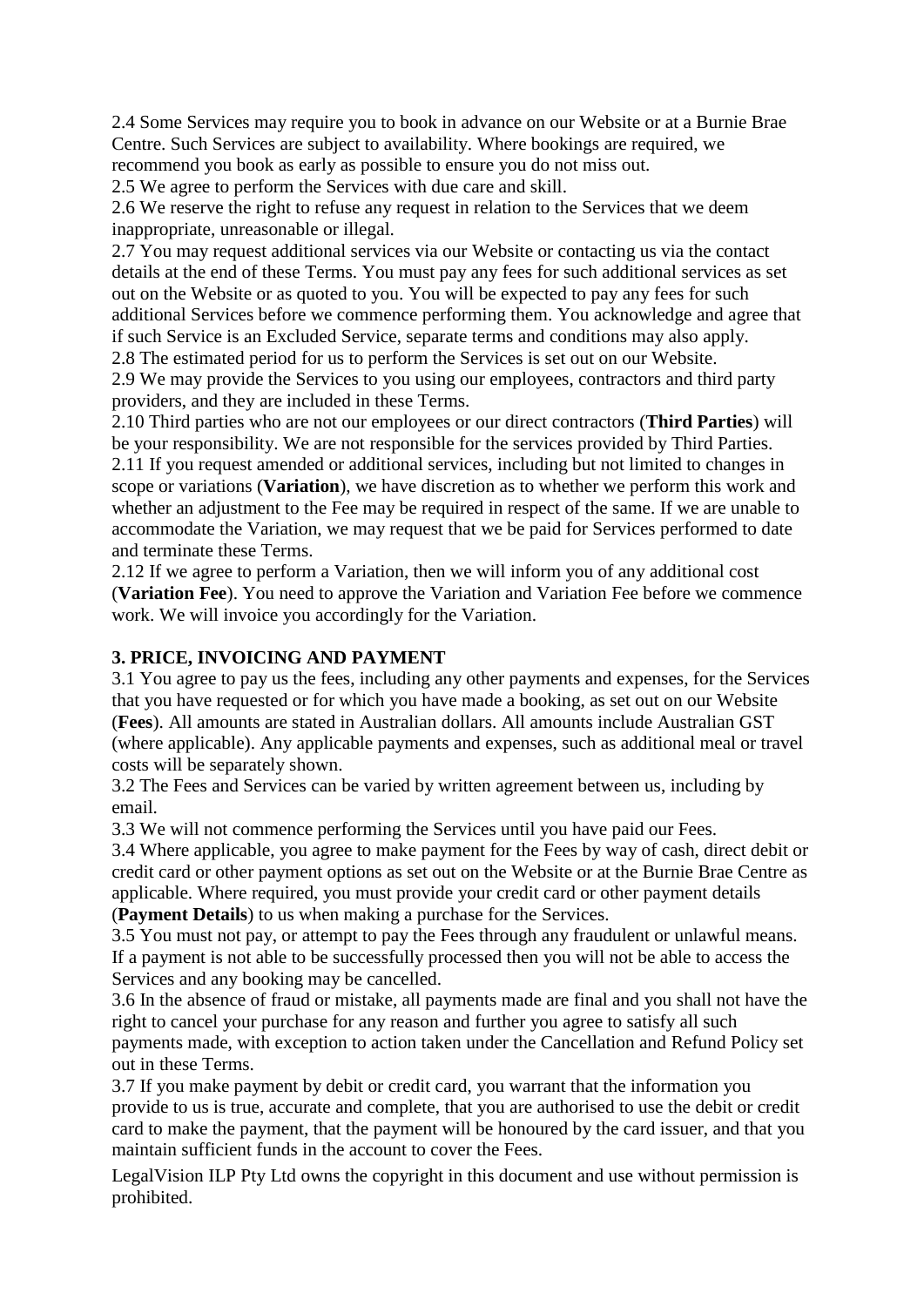2.4 Some Services may require you to book in advance on our Website or at a Burnie Brae Centre. Such Services are subject to availability. Where bookings are required, we recommend you book as early as possible to ensure you do not miss out.

2.5 We agree to perform the Services with due care and skill.

2.6 We reserve the right to refuse any request in relation to the Services that we deem inappropriate, unreasonable or illegal.

2.7 You may request additional services via our Website or contacting us via the contact details at the end of these Terms. You must pay any fees for such additional services as set out on the Website or as quoted to you. You will be expected to pay any fees for such additional Services before we commence performing them. You acknowledge and agree that if such Service is an Excluded Service, separate terms and conditions may also apply.

2.8 The estimated period for us to perform the Services is set out on our Website.

2.9 We may provide the Services to you using our employees, contractors and third party providers, and they are included in these Terms.

2.10 Third parties who are not our employees or our direct contractors (**Third Parties**) will be your responsibility. We are not responsible for the services provided by Third Parties.

2.11 If you request amended or additional services, including but not limited to changes in scope or variations (**Variation**), we have discretion as to whether we perform this work and whether an adjustment to the Fee may be required in respect of the same. If we are unable to accommodate the Variation, we may request that we be paid for Services performed to date and terminate these Terms.

2.12 If we agree to perform a Variation, then we will inform you of any additional cost (**Variation Fee**). You need to approve the Variation and Variation Fee before we commence work. We will invoice you accordingly for the Variation.

## 3. PRICE, INVOICING AND PAYMENT

3.1 You agree to pay us the fees, including any other payments and expenses, for the Services that you have requested or for which you have made a booking, as set out on our Website (**Fees**). All amounts are stated in Australian dollars. All amounts include Australian GST (where applicable). Any applicable payments and expenses, such as additional meal or travel costs will be separately shown.

3.2 The Fees and Services can be varied by written agreement between us, including by email.

3.3 We will not commence performing the Services until you have paid our Fees.

3.4 Where applicable, you agree to make payment for the Fees by way of cash, direct debit or credit card or other payment options as set out on the Website or at the Burnie Brae Centre as applicable. Where required, you must provide your credit card or other payment details (**Payment Details**) to us when making a purchase for the Services.

3.5 You must not pay, or attempt to pay the Fees through any fraudulent or unlawful means. If a payment is not able to be successfully processed then you will not be able to access the Services and any booking may be cancelled.

3.6 In the absence of fraud or mistake, all payments made are final and you shall not have the right to cancel your purchase for any reason and further you agree to satisfy all such payments made, with exception to action taken under the Cancellation and Refund Policy set out in these Terms.

3.7 If you make payment by debit or credit card, you warrant that the information you provide to us is true, accurate and complete, that you are authorised to use the debit or credit card to make the payment, that the payment will be honoured by the card issuer, and that you maintain sufficient funds in the account to cover the Fees.

LegalVision ILP Pty Ltd owns the copyright in this document and use without permission is prohibited.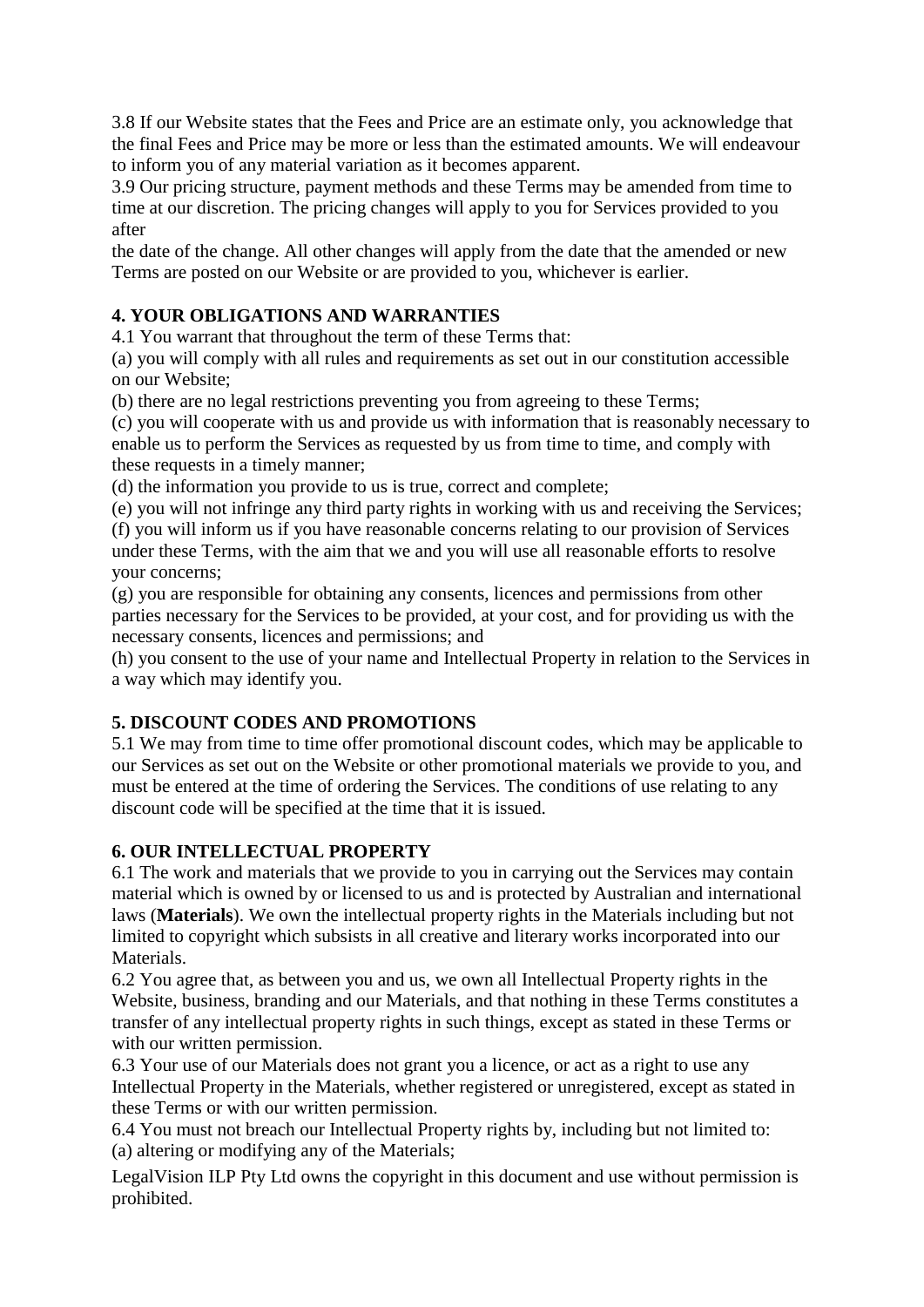3.8 If our Website states that the Fees and Price are an estimate only, you acknowledge that the final Fees and Price may be more or less than the estimated amounts. We will endeavour to inform you of any material variation as it becomes apparent.

3.9 Our pricing structure, payment methods and these Terms may be amended from time to time at our discretion. The pricing changes will apply to you for Services provided to you after the date of the change. All other changes will apply from the date that the amended or new Terms are posted on our Website or are provided to you, whichever is earlier.

**4. YOUR OBLIGATIONS AND WARRANTIES**

4.1 You warrant that throughout the term of these Terms that:

(a) you will comply with all rules and requirements as set out in our constitution accessible on our Website;

(b) there are no legal restrictions preventing you from agreeing to these Terms;

(c) you will cooperate with us and provide us with information that is reasonably necessary to enable us to perform the Services as requested by us from time to time, and comply with these requests in a timely manner;

(d) the information you provide to us is true, correct and complete;

(e) you will not infringe any third party rights in working with us and receiving the Services;

(f) you will inform us if you have reasonable concerns relating to our provision of Services under these Terms, with the aim that we and you will use all reasonable efforts to resolve your concerns;

(g) you are responsible for obtaining any consents, licences and permissions from other parties necessary for the Services to be provided, at your cost, and for providing us with the necessary consents, licences and permissions; and

(h) you consent to the use of your name and Intellectual Property in relation to the Services in a way which may identify you.

**5. DISCOUNT CODES AND PROMOTIONS**

5.1 We may from time to time offer promotional discount codes, which may be applicable to our Services as set out on the Website or other promotional materials we provide to you, and must be entered at the time of ordering the Services. The conditions of use relating to any discount code will be specified at the time that it is issued.

**6. OUR INTELLECTUAL PROPERTY**

6.1 The work and materials that we provide to you in carrying out the Services may contain material which is owned by or licensed to us and is protected by Australian and international laws (**Materials**). We own the intellectual property rights in the Materials including but not limited to copyright which subsists in all creative and literary works incorporated into our Materials.

6.2 You agree that, as between you and us, we own all Intellectual Property rights in the Website, business, branding and our Materials, and that nothing in these Terms constitutes a transfer of any intellectual property rights in such things, except as stated in these Terms or with our written permission.

6.3 Your use of our Materials does not grant you a licence, or act as a right to use any Intellectual Property in the Materials, whether registered or unregistered, except as stated in these Terms or with our written permission.

6.4 You must not breach our Intellectual Property rights by, including but not limited to:

(a) altering or modifying any of the Materials;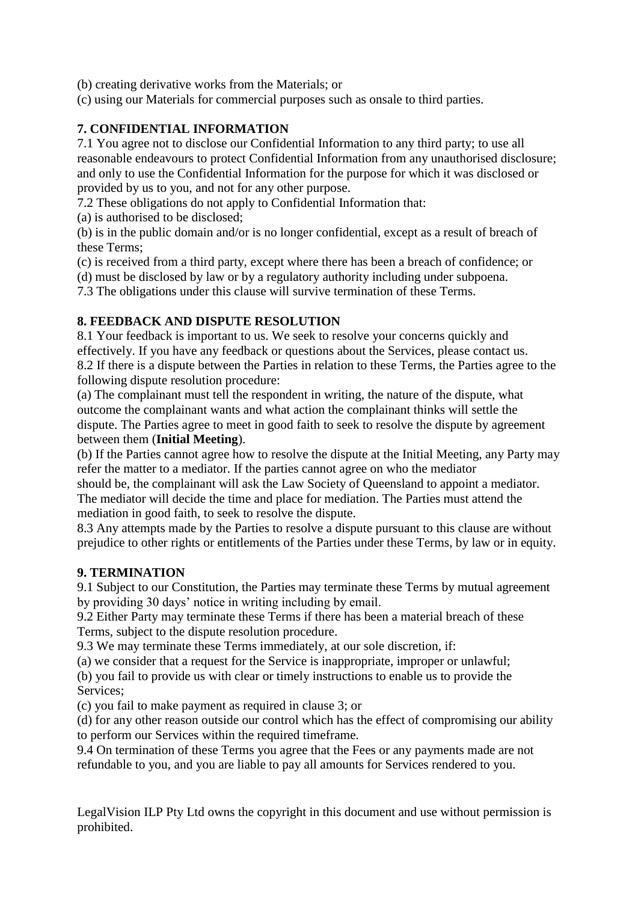(b) creating derivative works from the Materials; or

(c) using our Materials for commercial purposes such as onsale to third parties.

**7. CONFIDENTIAL INFORMATION**

7.1 You agree not to disclose our Confidential Information to any third party; to use all reasonable endeavours to protect Confidential Information from any unauthorised disclosure; and only to use the Confidential Information for the purpose for which it was disclosed or provided by us to you, and not for any other purpose.

7.2 These obligations do not apply to Confidential Information that:

(a) is authorised to be disclosed;

(b) is in the public domain and/or is no longer confidential, except as a result of breach of these Terms;

(c) is received from a third party, except where there has been a breach of confidence; or

(d) must be disclosed by law or by a regulatory authority including under subpoena.

7.3 The obligations under this clause will survive termination of these Terms.

**8. FEEDBACK AND DISPUTE RESOLUTION**

8.1 Your feedback is important to us. We seek to resolve your concerns quickly and effectively. If you have any feedback or questions about the Services, please contact us.

8.2 If there is a dispute between the Parties in relation to these Terms, the Parties agree to the following dispute resolution procedure:

(a) The complainant must tell the respondent in writing, the nature of the dispute, what outcome the complainant wants and what action the complainant thinks will settle the dispute. The Parties agree to meet in good faith to seek to resolve the dispute by agreement between them (**Initial Meeting**).

(b) If the Parties cannot agree how to resolve the dispute at the Initial Meeting, any Party may refer the matter to a mediator. If the parties cannot agree on who the mediator should be, the complainant will ask the Law Society of Queensland to appoint a mediator. The mediator will decide the time and place for mediation. The Parties must attend the mediation in good faith, to seek to resolve the dispute.

8.3 Any attempts made by the Parties to resolve a dispute pursuant to this clause are without prejudice to other rights or entitlements of the Parties under these Terms, by law or in equity.

**9. TERMINATION**

9.1 Subject to our Constitution, the Parties may terminate these Terms by mutual agreement by providing 30 days' notice in writing including by email.

9.2 Either Party may terminate these Terms if there has been a material breach of these Terms, subject to the dispute resolution procedure.

9.3 We may terminate these Terms immediately, at our sole discretion, if:

(a) we consider that a request for the Service is inappropriate, improper or unlawful;

(b) you fail to provide us with clear or timely instructions to enable us to provide the Services;

(c) you fail to make payment as required in clause 3; or

(d) for any other reason outside our control which has the effect of compromising our ability to perform our Services within the required timeframe.

9.4 On termination of these Terms you agree that the Fees or any payments made are not refundable to you, and you are liable to pay all amounts for Services rendered to you.

LegalVision ILP Pty Ltd owns the copyright in this document and use without permission is prohibited.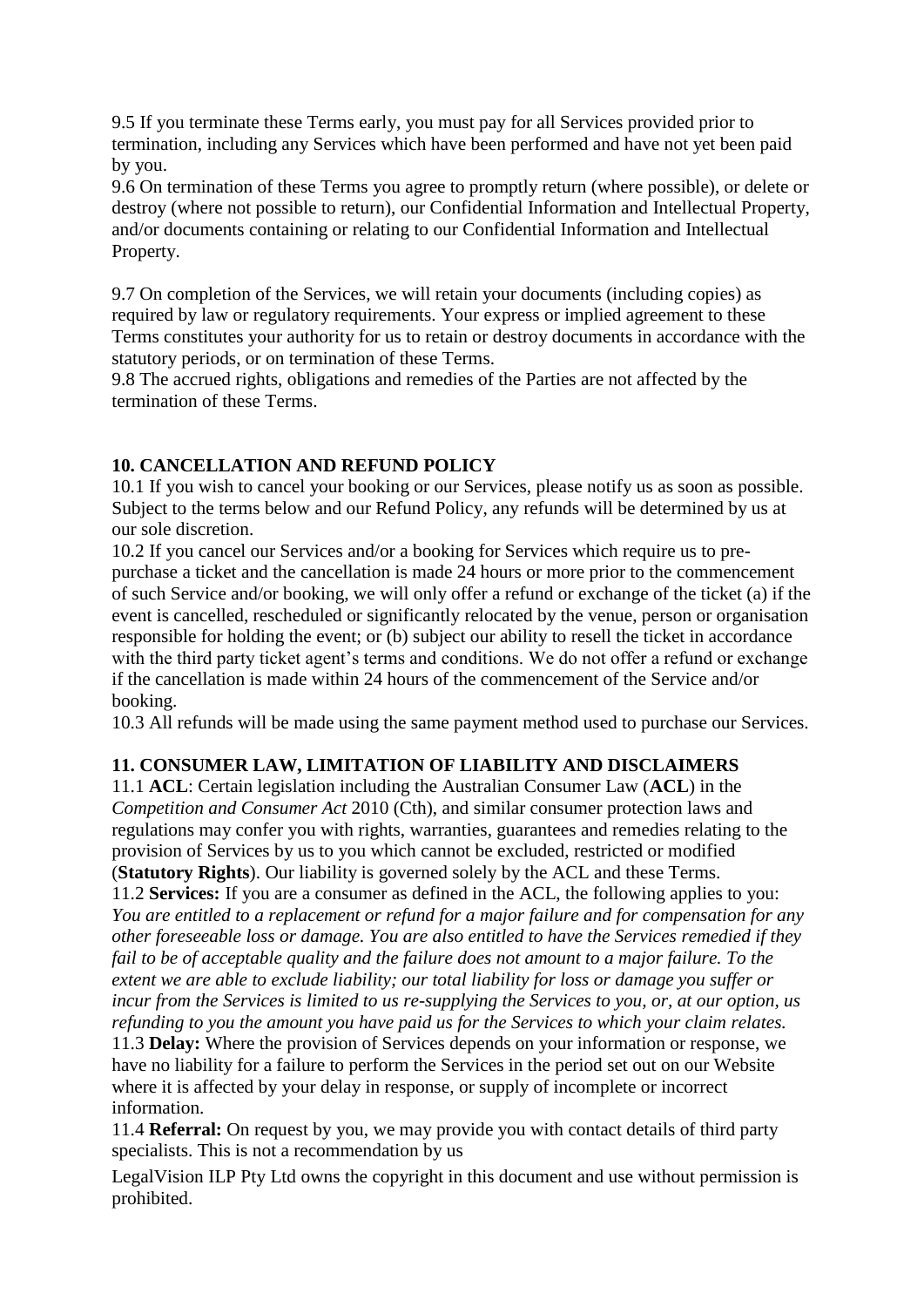9.5 If you terminate these Terms early, you must pay for all Services provided prior to termination, including any Services which have been performed and have not yet been paid by you.

9.6 On termination of these Terms you agree to promptly return (where possible), or delete or destroy (where not possible to return), our Confidential Information and Intellectual Property, and/or documents containing or relating to our Confidential Information and Intellectual Property.

9.7 On completion of the Services, we will retain your documents (including copies) as required by law or regulatory requirements. Your express or implied agreement to these Terms constitutes your authority for us to retain or destroy documents in accordance with the statutory periods, or on termination of these Terms.

9.8 The accrued rights, obligations and remedies of the Parties are not affected by the termination of these Terms.

## 10. CANCELLATION AND REFUND POLICY

10.1 If you wish to cancel your booking or our Services, please notify us as soon as possible. Subject to the terms below and our Refund Policy, any refunds will be determined by us at our sole discretion.

10.2 If you cancel our Services and/or a booking for Services which require us to pre-purchase a ticket and the cancellation is made 24 hours or more prior to the commencement of such Service and/or booking, we will only offer a refund or exchange of the ticket (a) if the event is cancelled, rescheduled or significantly relocated by the venue, person or organisation responsible for holding the event; or (b) subject our ability to resell the ticket in accordance with the third party ticket agent's terms and conditions. We do not offer a refund or exchange if the cancellation is made within 24 hours of the commencement of the Service and/or booking.

10.3 All refunds will be made using the same payment method used to purchase our Services.

## 11. CONSUMER LAW, LIMITATION OF LIABILITY AND DISCLAIMERS

11.1 **ACL**: Certain legislation including the Australian Consumer Law (**ACL**) in the *Competition and Consumer Act* 2010 (Cth), and similar consumer protection laws and regulations may confer you with rights, warranties, guarantees and remedies relating to the provision of Services by us to you which cannot be excluded, restricted or modified (**Statutory Rights**). Our liability is governed solely by the ACL and these Terms.

11.2 **Services:** If you are a consumer as defined in the ACL, the following applies to you: *You are entitled to a replacement or refund for a major failure and for compensation for any other foreseeable loss or damage. You are also entitled to have the Services remedied if they fail to be of acceptable quality and the failure does not amount to a major failure. To the extent we are able to exclude liability; our total liability for loss or damage you suffer or incur from the Services is limited to us re-supplying the Services to you, or, at our option, us refunding to you the amount you have paid us for the Services to which your claim relates.*

11.3 **Delay:** Where the provision of Services depends on your information or response, we have no liability for a failure to perform the Services in the period set out on our Website where it is affected by your delay in response, or supply of incomplete or incorrect information.

11.4 **Referral:** On request by you, we may provide you with contact details of third party specialists. This is not a recommendation by us

LegalVision ILP Pty Ltd owns the copyright in this document and use without permission is prohibited.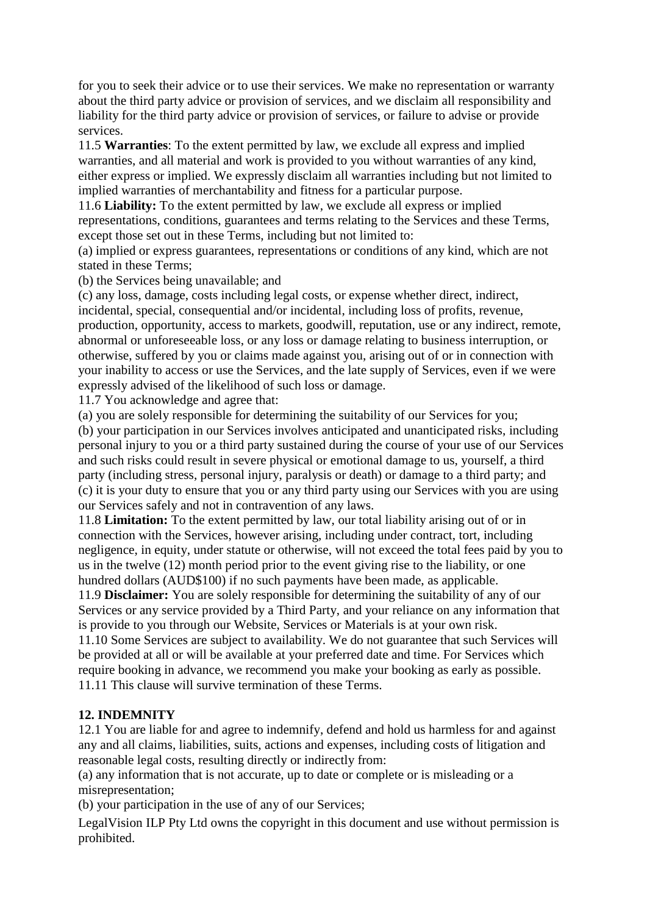for you to seek their advice or to use their services. We make no representation or warranty about the third party advice or provision of services, and we disclaim all responsibility and liability for the third party advice or provision of services, or failure to advise or provide services.

11.5 **Warranties**: To the extent permitted by law, we exclude all express and implied warranties, and all material and work is provided to you without warranties of any kind, either express or implied. We expressly disclaim all warranties including but not limited to implied warranties of merchantability and fitness for a particular purpose.

11.6 **Liability:** To the extent permitted by law, we exclude all express or implied representations, conditions, guarantees and terms relating to the Services and these Terms, except those set out in these Terms, including but not limited to:

(a) implied or express guarantees, representations or conditions of any kind, which are not stated in these Terms;

(b) the Services being unavailable; and

(c) any loss, damage, costs including legal costs, or expense whether direct, indirect, incidental, special, consequential and/or incidental, including loss of profits, revenue, production, opportunity, access to markets, goodwill, reputation, use or any indirect, remote, abnormal or unforeseeable loss, or any loss or damage relating to business interruption, or otherwise, suffered by you or claims made against you, arising out of or in connection with your inability to access or use the Services, and the late supply of Services, even if we were expressly advised of the likelihood of such loss or damage.

11.7 You acknowledge and agree that:

(a) you are solely responsible for determining the suitability of our Services for you;

(b) your participation in our Services involves anticipated and unanticipated risks, including personal injury to you or a third party sustained during the course of your use of our Services and such risks could result in severe physical or emotional damage to us, yourself, a third party (including stress, personal injury, paralysis or death) or damage to a third party; and

(c) it is your duty to ensure that you or any third party using our Services with you are using our Services safely and not in contravention of any laws.

11.8 **Limitation:** To the extent permitted by law, our total liability arising out of or in connection with the Services, however arising, including under contract, tort, including negligence, in equity, under statute or otherwise, will not exceed the total fees paid by you to us in the twelve (12) month period prior to the event giving rise to the liability, or one hundred dollars (AUD$100) if no such payments have been made, as applicable.

11.9 **Disclaimer:** You are solely responsible for determining the suitability of any of our Services or any service provided by a Third Party, and your reliance on any information that is provide to you through our Website, Services or Materials is at your own risk.

11.10 Some Services are subject to availability. We do not guarantee that such Services will be provided at all or will be available at your preferred date and time. For Services which require booking in advance, we recommend you make your booking as early as possible.

11.11 This clause will survive termination of these Terms.

## 12. INDEMNITY

12.1 You are liable for and agree to indemnify, defend and hold us harmless for and against any and all claims, liabilities, suits, actions and expenses, including costs of litigation and reasonable legal costs, resulting directly or indirectly from:

(a) any information that is not accurate, up to date or complete or is misleading or a misrepresentation;

(b) your participation in the use of any of our Services;

LegalVision ILP Pty Ltd owns the copyright in this document and use without permission is prohibited.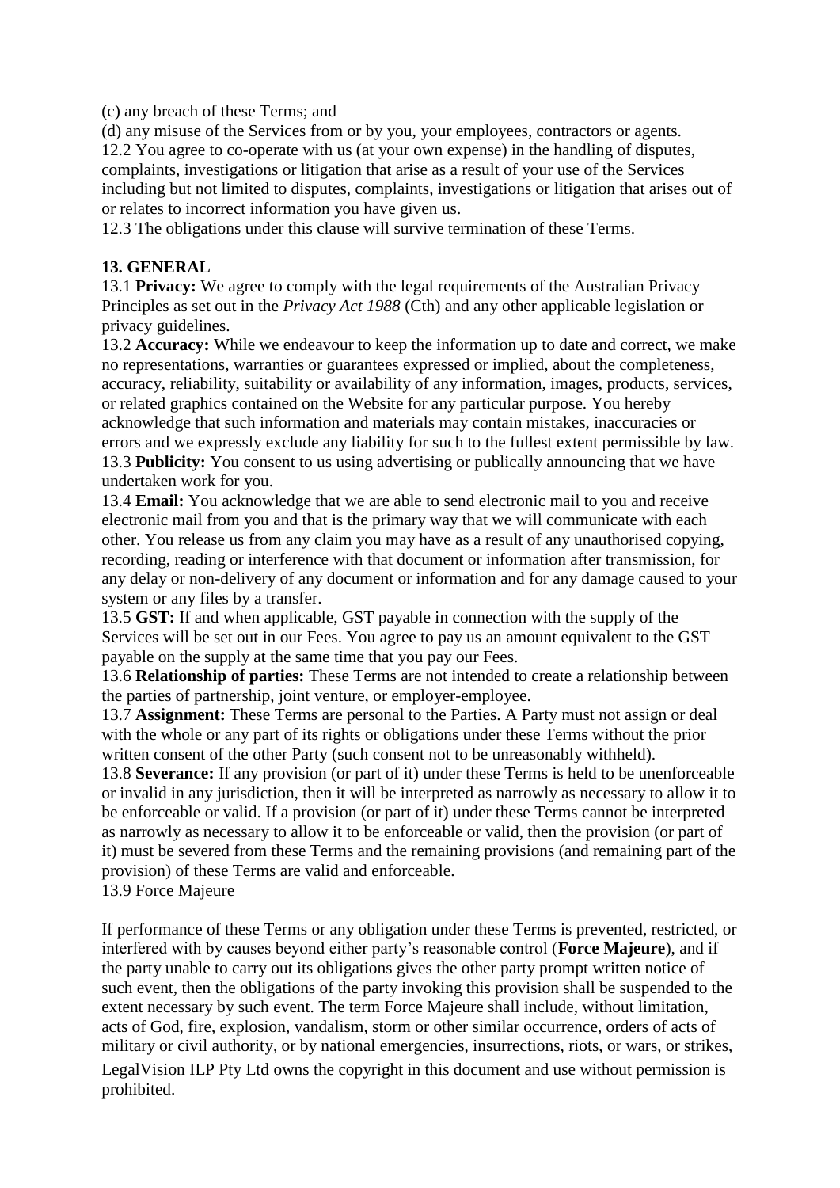(c) any breach of these Terms; and

(d) any misuse of the Services from or by you, your employees, contractors or agents.

12.2 You agree to co-operate with us (at your own expense) in the handling of disputes, complaints, investigations or litigation that arise as a result of your use of the Services including but not limited to disputes, complaints, investigations or litigation that arises out of or relates to incorrect information you have given us.

12.3 The obligations under this clause will survive termination of these Terms.

**13. GENERAL**

13.1 **Privacy:** We agree to comply with the legal requirements of the Australian Privacy Principles as set out in the *Privacy Act 1988* (Cth) and any other applicable legislation or privacy guidelines.

13.2 **Accuracy:** While we endeavour to keep the information up to date and correct, we make no representations, warranties or guarantees expressed or implied, about the completeness, accuracy, reliability, suitability or availability of any information, images, products, services, or related graphics contained on the Website for any particular purpose. You hereby acknowledge that such information and materials may contain mistakes, inaccuracies or errors and we expressly exclude any liability for such to the fullest extent permissible by law.

13.3 **Publicity:** You consent to us using advertising or publically announcing that we have undertaken work for you.

13.4 **Email:** You acknowledge that we are able to send electronic mail to you and receive electronic mail from you and that is the primary way that we will communicate with each other. You release us from any claim you may have as a result of any unauthorised copying, recording, reading or interference with that document or information after transmission, for any delay or non-delivery of any document or information and for any damage caused to your system or any files by a transfer.

13.5 **GST:** If and when applicable, GST payable in connection with the supply of the Services will be set out in our Fees. You agree to pay us an amount equivalent to the GST payable on the supply at the same time that you pay our Fees.

13.6 **Relationship of parties:** These Terms are not intended to create a relationship between the parties of partnership, joint venture, or employer-employee.

13.7 **Assignment:** These Terms are personal to the Parties. A Party must not assign or deal with the whole or any part of its rights or obligations under these Terms without the prior written consent of the other Party (such consent not to be unreasonably withheld).

13.8 **Severance:** If any provision (or part of it) under these Terms is held to be unenforceable or invalid in any jurisdiction, then it will be interpreted as narrowly as necessary to allow it to be enforceable or valid. If a provision (or part of it) under these Terms cannot be interpreted as narrowly as necessary to allow it to be enforceable or valid, then the provision (or part of it) must be severed from these Terms and the remaining provisions (and remaining part of the provision) of these Terms are valid and enforceable.

13.9 Force Majeure

If performance of these Terms or any obligation under these Terms is prevented, restricted, or interfered with by causes beyond either party's reasonable control (**Force Majeure**), and if the party unable to carry out its obligations gives the other party prompt written notice of such event, then the obligations of the party invoking this provision shall be suspended to the extent necessary by such event. The term Force Majeure shall include, without limitation, acts of God, fire, explosion, vandalism, storm or other similar occurrence, orders of acts of military or civil authority, or by national emergencies, insurrections, riots, or wars, or strikes,

LegalVision ILP Pty Ltd owns the copyright in this document and use without permission is prohibited.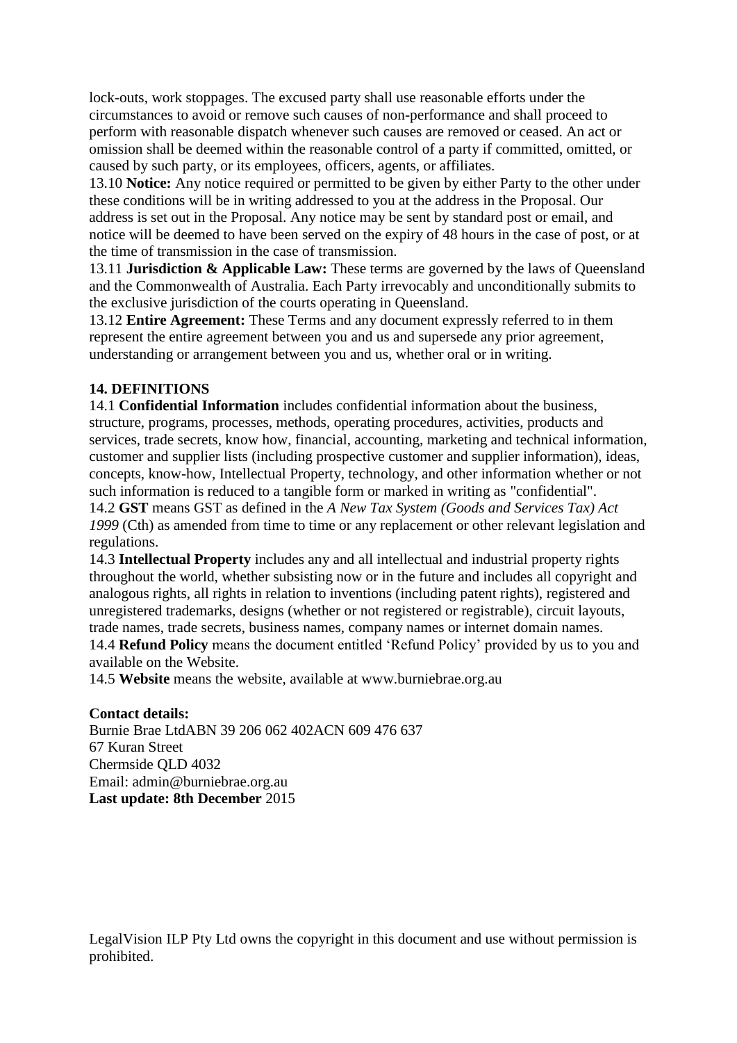lock-outs, work stoppages. The excused party shall use reasonable efforts under the circumstances to avoid or remove such causes of non-performance and shall proceed to perform with reasonable dispatch whenever such causes are removed or ceased. An act or omission shall be deemed within the reasonable control of a party if committed, omitted, or caused by such party, or its employees, officers, agents, or affiliates.

13.10 **Notice:** Any notice required or permitted to be given by either Party to the other under these conditions will be in writing addressed to you at the address in the Proposal. Our address is set out in the Proposal. Any notice may be sent by standard post or email, and notice will be deemed to have been served on the expiry of 48 hours in the case of post, or at the time of transmission in the case of transmission.

13.11 **Jurisdiction & Applicable Law:** These terms are governed by the laws of Queensland and the Commonwealth of Australia. Each Party irrevocably and unconditionally submits to the exclusive jurisdiction of the courts operating in Queensland.

13.12 **Entire Agreement:** These Terms and any document expressly referred to in them represent the entire agreement between you and us and supersede any prior agreement, understanding or arrangement between you and us, whether oral or in writing.

## 14. DEFINITIONS

14.1 **Confidential Information** includes confidential information about the business, structure, programs, processes, methods, operating procedures, activities, products and services, trade secrets, know how, financial, accounting, marketing and technical information, customer and supplier lists (including prospective customer and supplier information), ideas, concepts, know-how, Intellectual Property, technology, and other information whether or not such information is reduced to a tangible form or marked in writing as "confidential".

14.2 **GST** means GST as defined in the *A New Tax System (Goods and Services Tax) Act 1999* (Cth) as amended from time to time or any replacement or other relevant legislation and regulations.

14.3 **Intellectual Property** includes any and all intellectual and industrial property rights throughout the world, whether subsisting now or in the future and includes all copyright and analogous rights, all rights in relation to inventions (including patent rights), registered and unregistered trademarks, designs (whether or not registered or registrable), circuit layouts, trade names, trade secrets, business names, company names or internet domain names.

14.4 **Refund Policy** means the document entitled 'Refund Policy' provided by us to you and available on the Website.

14.5 **Website** means the website, available at www.burniebrae.org.au

**Contact details:**
Burnie Brae LtdABN 39 206 062 402ACN 609 476 637
67 Kuran Street
Chermside QLD 4032
Email: admin@burniebrae.org.au
**Last update: 8th December** 2015

LegalVision ILP Pty Ltd owns the copyright in this document and use without permission is prohibited.